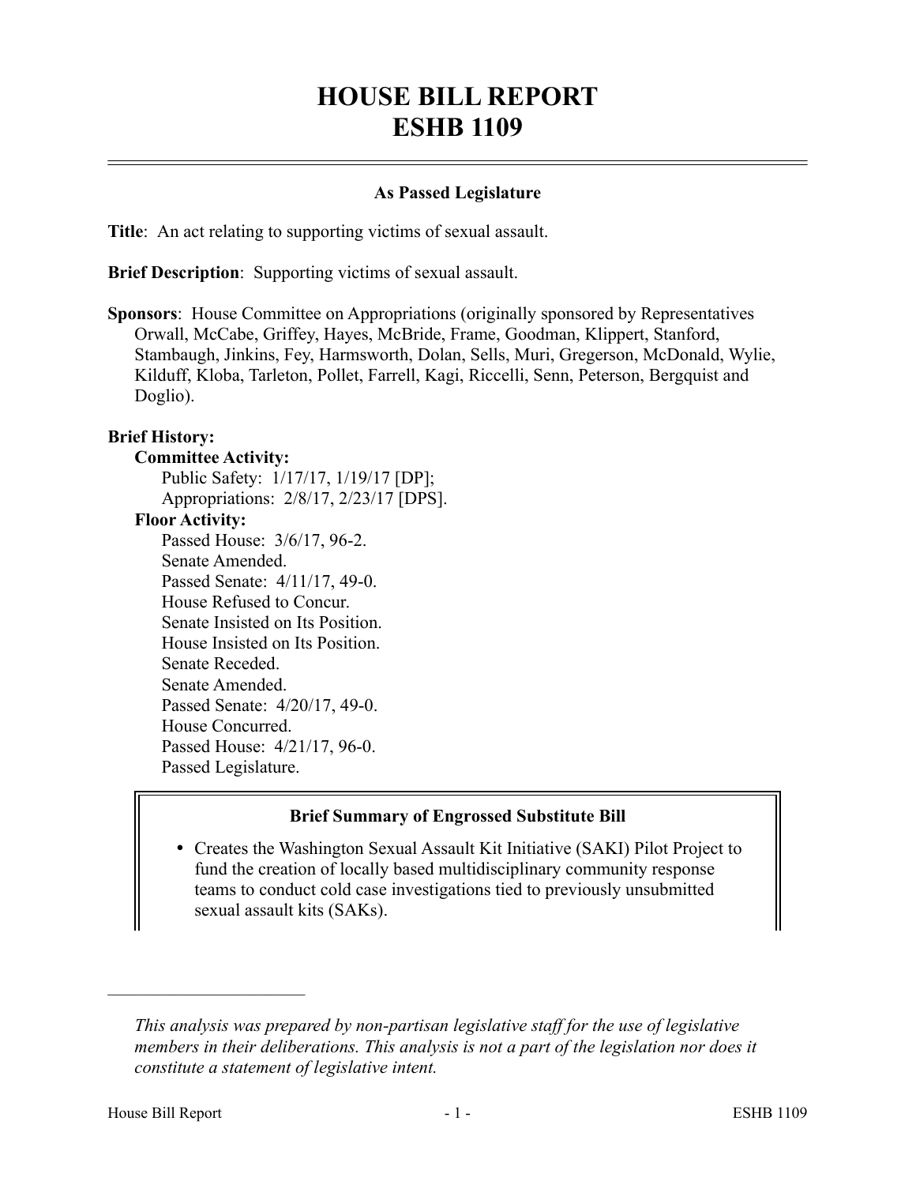# HOUSE BILL REPORT
# ESHB 1109

**As Passed Legislature**

**Title**: An act relating to supporting victims of sexual assault.

**Brief Description**: Supporting victims of sexual assault.

**Sponsors**: House Committee on Appropriations (originally sponsored by Representatives Orwall, McCabe, Griffey, Hayes, McBride, Frame, Goodman, Klippert, Stanford, Stambaugh, Jinkins, Fey, Harmsworth, Dolan, Sells, Muri, Gregerson, McDonald, Wylie, Kilduff, Kloba, Tarleton, Pollet, Farrell, Kagi, Riccelli, Senn, Peterson, Bergquist and Doglio).

**Brief History:**

**Committee Activity:**

Public Safety: 1/17/17, 1/19/17 [DP];
Appropriations: 2/8/17, 2/23/17 [DPS].

**Floor Activity:**

Passed House: 3/6/17, 96-2.
Senate Amended.
Passed Senate: 4/11/17, 49-0.
House Refused to Concur.
Senate Insisted on Its Position.
House Insisted on Its Position.
Senate Receded.
Senate Amended.
Passed Senate: 4/20/17, 49-0.
House Concurred.
Passed House: 4/21/17, 96-0.
Passed Legislature.

**Brief Summary of Engrossed Substitute Bill**

- Creates the Washington Sexual Assault Kit Initiative (SAKI) Pilot Project to fund the creation of locally based multidisciplinary community response teams to conduct cold case investigations tied to previously unsubmitted sexual assault kits (SAKs).

*This analysis was prepared by non-partisan legislative staff for the use of legislative members in their deliberations. This analysis is not a part of the legislation nor does it constitute a statement of legislative intent.*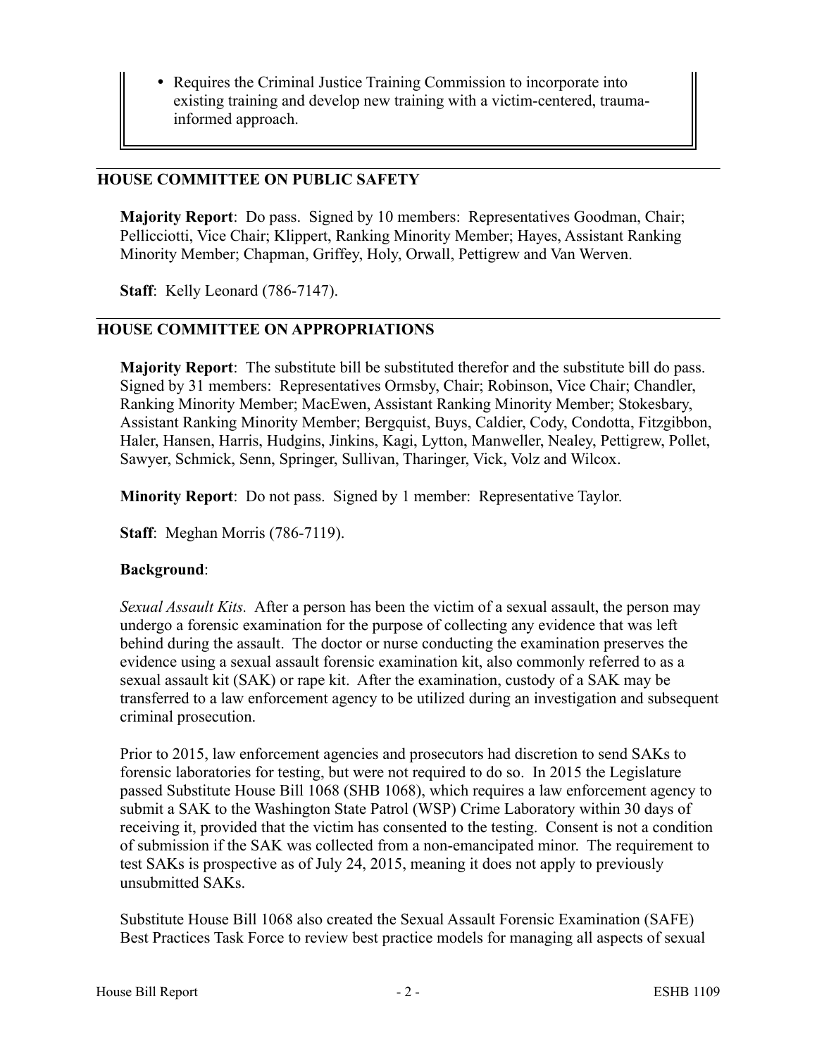- Requires the Criminal Justice Training Commission to incorporate into existing training and develop new training with a victim-centered, trauma-informed approach.

## HOUSE COMMITTEE ON PUBLIC SAFETY

**Majority Report**: Do pass. Signed by 10 members: Representatives Goodman, Chair; Pellicciotti, Vice Chair; Klippert, Ranking Minority Member; Hayes, Assistant Ranking Minority Member; Chapman, Griffey, Holy, Orwall, Pettigrew and Van Werven.

**Staff**: Kelly Leonard (786-7147).

## HOUSE COMMITTEE ON APPROPRIATIONS

**Majority Report**: The substitute bill be substituted therefor and the substitute bill do pass. Signed by 31 members: Representatives Ormsby, Chair; Robinson, Vice Chair; Chandler, Ranking Minority Member; MacEwen, Assistant Ranking Minority Member; Stokesbary, Assistant Ranking Minority Member; Bergquist, Buys, Caldier, Cody, Condotta, Fitzgibbon, Haler, Hansen, Harris, Hudgins, Jinkins, Kagi, Lytton, Manweller, Nealey, Pettigrew, Pollet, Sawyer, Schmick, Senn, Springer, Sullivan, Tharinger, Vick, Volz and Wilcox.

**Minority Report**: Do not pass. Signed by 1 member: Representative Taylor.

**Staff**: Meghan Morris (786-7119).

**Background**:

*Sexual Assault Kits.* After a person has been the victim of a sexual assault, the person may undergo a forensic examination for the purpose of collecting any evidence that was left behind during the assault. The doctor or nurse conducting the examination preserves the evidence using a sexual assault forensic examination kit, also commonly referred to as a sexual assault kit (SAK) or rape kit. After the examination, custody of a SAK may be transferred to a law enforcement agency to be utilized during an investigation and subsequent criminal prosecution.

Prior to 2015, law enforcement agencies and prosecutors had discretion to send SAKs to forensic laboratories for testing, but were not required to do so. In 2015 the Legislature passed Substitute House Bill 1068 (SHB 1068), which requires a law enforcement agency to submit a SAK to the Washington State Patrol (WSP) Crime Laboratory within 30 days of receiving it, provided that the victim has consented to the testing. Consent is not a condition of submission if the SAK was collected from a non-emancipated minor. The requirement to test SAKs is prospective as of July 24, 2015, meaning it does not apply to previously unsubmitted SAKs.

Substitute House Bill 1068 also created the Sexual Assault Forensic Examination (SAFE) Best Practices Task Force to review best practice models for managing all aspects of sexual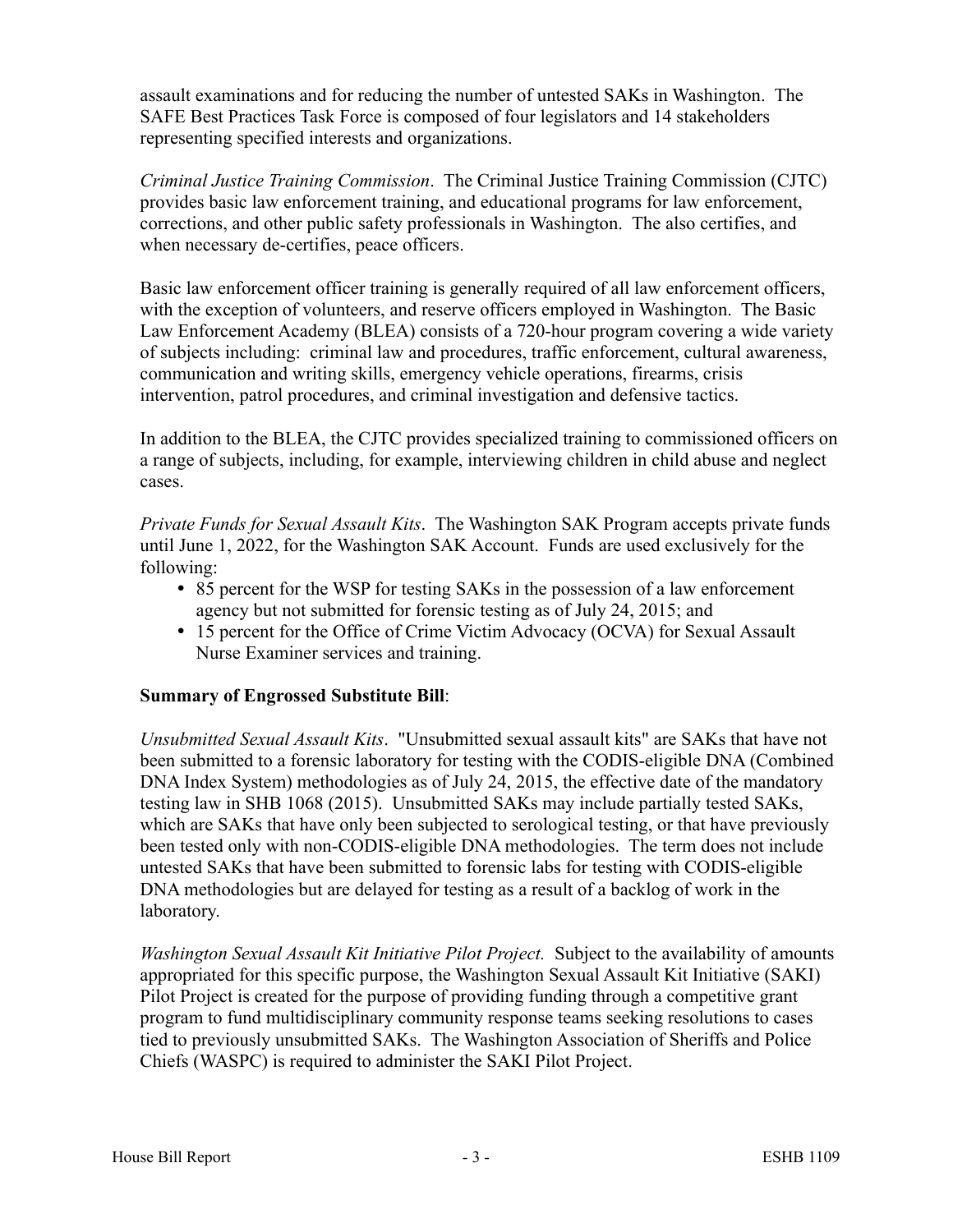assault examinations and for reducing the number of untested SAKs in Washington. The SAFE Best Practices Task Force is composed of four legislators and 14 stakeholders representing specified interests and organizations.

*Criminal Justice Training Commission*. The Criminal Justice Training Commission (CJTC) provides basic law enforcement training, and educational programs for law enforcement, corrections, and other public safety professionals in Washington. The also certifies, and when necessary de-certifies, peace officers.

Basic law enforcement officer training is generally required of all law enforcement officers, with the exception of volunteers, and reserve officers employed in Washington. The Basic Law Enforcement Academy (BLEA) consists of a 720-hour program covering a wide variety of subjects including: criminal law and procedures, traffic enforcement, cultural awareness, communication and writing skills, emergency vehicle operations, firearms, crisis intervention, patrol procedures, and criminal investigation and defensive tactics.

In addition to the BLEA, the CJTC provides specialized training to commissioned officers on a range of subjects, including, for example, interviewing children in child abuse and neglect cases.

*Private Funds for Sexual Assault Kits*. The Washington SAK Program accepts private funds until June 1, 2022, for the Washington SAK Account. Funds are used exclusively for the following:

- 85 percent for the WSP for testing SAKs in the possession of a law enforcement agency but not submitted for forensic testing as of July 24, 2015; and
- 15 percent for the Office of Crime Victim Advocacy (OCVA) for Sexual Assault Nurse Examiner services and training.

**Summary of Engrossed Substitute Bill**:

*Unsubmitted Sexual Assault Kits*. "Unsubmitted sexual assault kits" are SAKs that have not been submitted to a forensic laboratory for testing with the CODIS-eligible DNA (Combined DNA Index System) methodologies as of July 24, 2015, the effective date of the mandatory testing law in SHB 1068 (2015). Unsubmitted SAKs may include partially tested SAKs, which are SAKs that have only been subjected to serological testing, or that have previously been tested only with non-CODIS-eligible DNA methodologies. The term does not include untested SAKs that have been submitted to forensic labs for testing with CODIS-eligible DNA methodologies but are delayed for testing as a result of a backlog of work in the laboratory.

*Washington Sexual Assault Kit Initiative Pilot Project.* Subject to the availability of amounts appropriated for this specific purpose, the Washington Sexual Assault Kit Initiative (SAKI) Pilot Project is created for the purpose of providing funding through a competitive grant program to fund multidisciplinary community response teams seeking resolutions to cases tied to previously unsubmitted SAKs. The Washington Association of Sheriffs and Police Chiefs (WASPC) is required to administer the SAKI Pilot Project.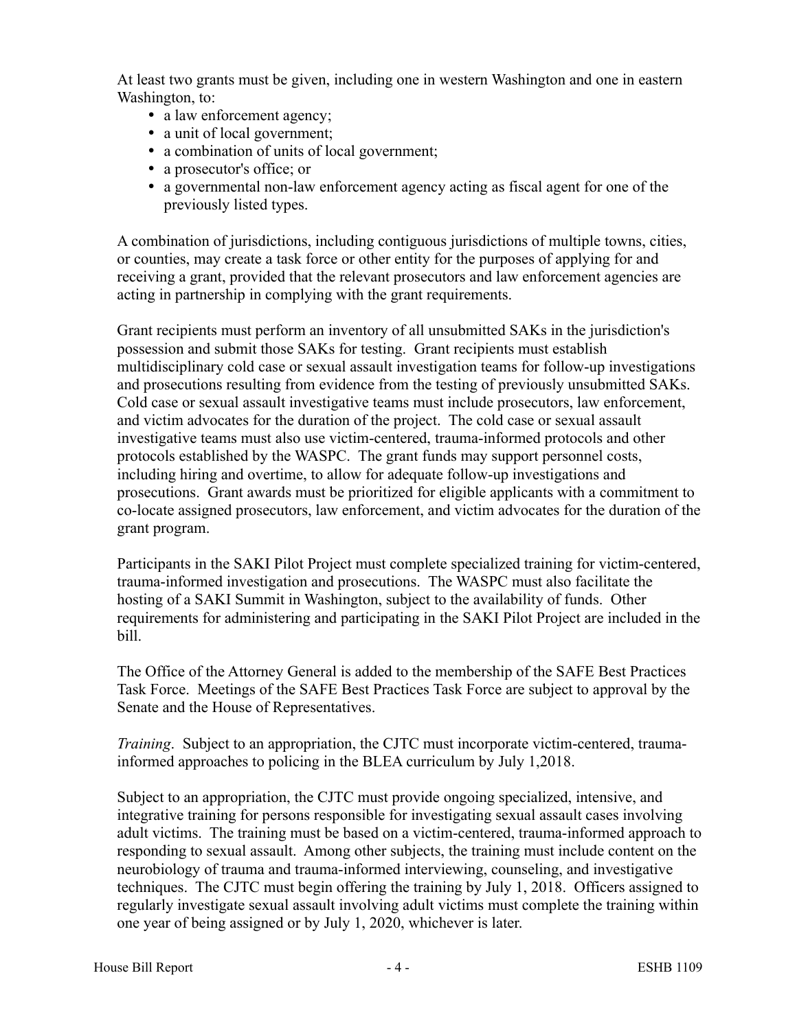At least two grants must be given, including one in western Washington and one in eastern Washington, to:

- a law enforcement agency;
- a unit of local government;
- a combination of units of local government;
- a prosecutor's office; or
- a governmental non-law enforcement agency acting as fiscal agent for one of the previously listed types.

A combination of jurisdictions, including contiguous jurisdictions of multiple towns, cities, or counties, may create a task force or other entity for the purposes of applying for and receiving a grant, provided that the relevant prosecutors and law enforcement agencies are acting in partnership in complying with the grant requirements.

Grant recipients must perform an inventory of all unsubmitted SAKs in the jurisdiction's possession and submit those SAKs for testing. Grant recipients must establish multidisciplinary cold case or sexual assault investigation teams for follow-up investigations and prosecutions resulting from evidence from the testing of previously unsubmitted SAKs. Cold case or sexual assault investigative teams must include prosecutors, law enforcement, and victim advocates for the duration of the project. The cold case or sexual assault investigative teams must also use victim-centered, trauma-informed protocols and other protocols established by the WASPC. The grant funds may support personnel costs, including hiring and overtime, to allow for adequate follow-up investigations and prosecutions. Grant awards must be prioritized for eligible applicants with a commitment to co-locate assigned prosecutors, law enforcement, and victim advocates for the duration of the grant program.

Participants in the SAKI Pilot Project must complete specialized training for victim-centered, trauma-informed investigation and prosecutions. The WASPC must also facilitate the hosting of a SAKI Summit in Washington, subject to the availability of funds. Other requirements for administering and participating in the SAKI Pilot Project are included in the bill.

The Office of the Attorney General is added to the membership of the SAFE Best Practices Task Force. Meetings of the SAFE Best Practices Task Force are subject to approval by the Senate and the House of Representatives.

*Training*. Subject to an appropriation, the CJTC must incorporate victim-centered, trauma-informed approaches to policing in the BLEA curriculum by July 1,2018.

Subject to an appropriation, the CJTC must provide ongoing specialized, intensive, and integrative training for persons responsible for investigating sexual assault cases involving adult victims. The training must be based on a victim-centered, trauma-informed approach to responding to sexual assault. Among other subjects, the training must include content on the neurobiology of trauma and trauma-informed interviewing, counseling, and investigative techniques. The CJTC must begin offering the training by July 1, 2018. Officers assigned to regularly investigate sexual assault involving adult victims must complete the training within one year of being assigned or by July 1, 2020, whichever is later.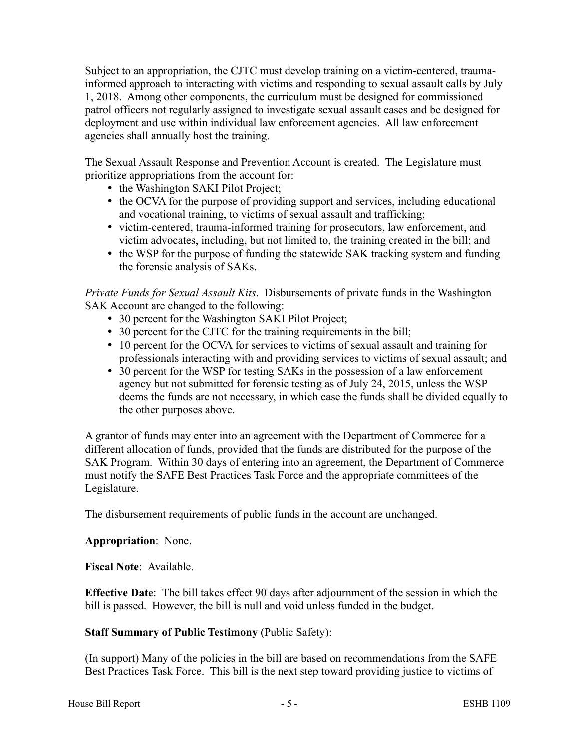Subject to an appropriation, the CJTC must develop training on a victim-centered, trauma-informed approach to interacting with victims and responding to sexual assault calls by July 1, 2018. Among other components, the curriculum must be designed for commissioned patrol officers not regularly assigned to investigate sexual assault cases and be designed for deployment and use within individual law enforcement agencies. All law enforcement agencies shall annually host the training.

The Sexual Assault Response and Prevention Account is created. The Legislature must prioritize appropriations from the account for:

- the Washington SAKI Pilot Project;
- the OCVA for the purpose of providing support and services, including educational and vocational training, to victims of sexual assault and trafficking;
- victim-centered, trauma-informed training for prosecutors, law enforcement, and victim advocates, including, but not limited to, the training created in the bill; and
- the WSP for the purpose of funding the statewide SAK tracking system and funding the forensic analysis of SAKs.

*Private Funds for Sexual Assault Kits*. Disbursements of private funds in the Washington SAK Account are changed to the following:

- 30 percent for the Washington SAKI Pilot Project;
- 30 percent for the CJTC for the training requirements in the bill;
- 10 percent for the OCVA for services to victims of sexual assault and training for professionals interacting with and providing services to victims of sexual assault; and
- 30 percent for the WSP for testing SAKs in the possession of a law enforcement agency but not submitted for forensic testing as of July 24, 2015, unless the WSP deems the funds are not necessary, in which case the funds shall be divided equally to the other purposes above.

A grantor of funds may enter into an agreement with the Department of Commerce for a different allocation of funds, provided that the funds are distributed for the purpose of the SAK Program. Within 30 days of entering into an agreement, the Department of Commerce must notify the SAFE Best Practices Task Force and the appropriate committees of the Legislature.

The disbursement requirements of public funds in the account are unchanged.

**Appropriation**: None.

**Fiscal Note**: Available.

**Effective Date**: The bill takes effect 90 days after adjournment of the session in which the bill is passed. However, the bill is null and void unless funded in the budget.

**Staff Summary of Public Testimony** (Public Safety):

(In support) Many of the policies in the bill are based on recommendations from the SAFE Best Practices Task Force. This bill is the next step toward providing justice to victims of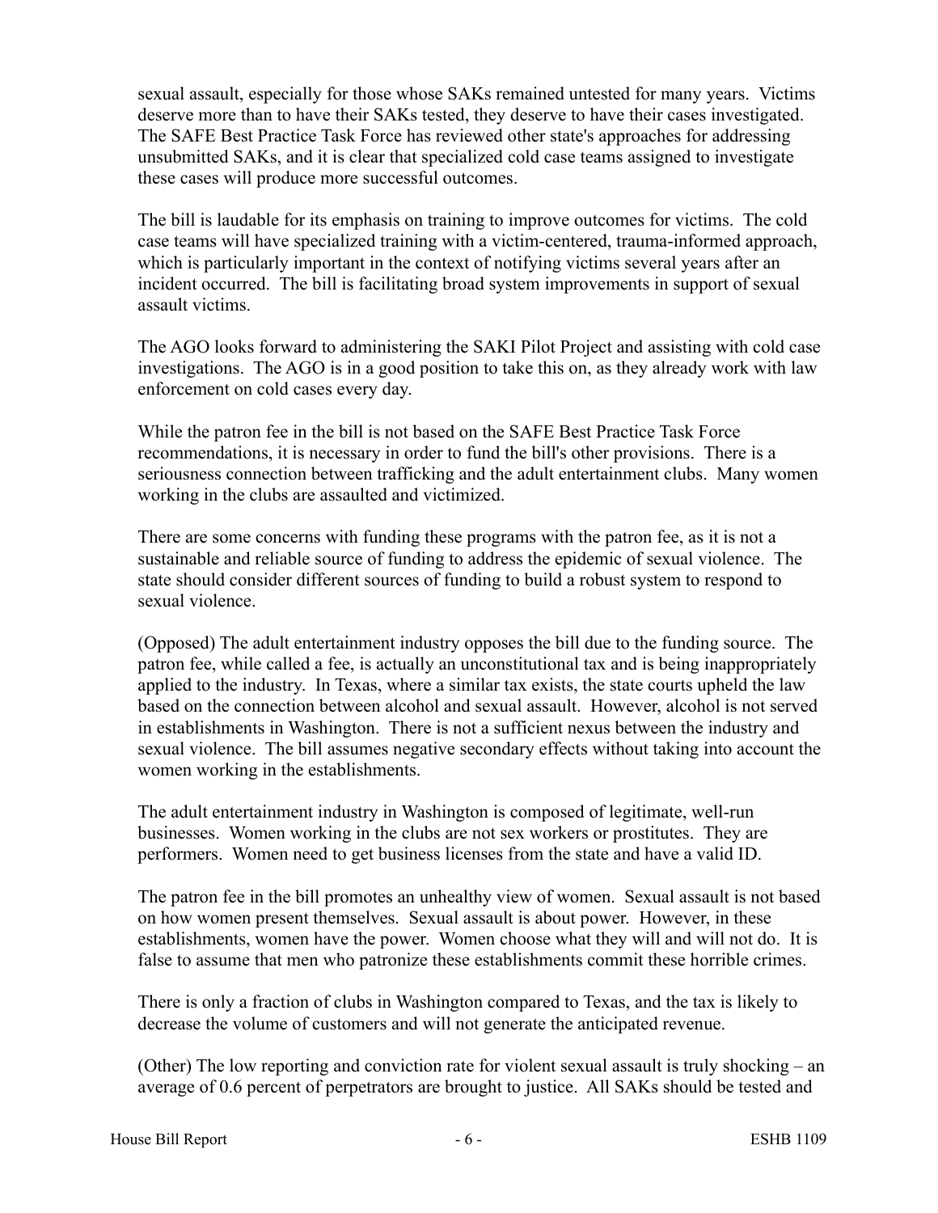sexual assault, especially for those whose SAKs remained untested for many years. Victims deserve more than to have their SAKs tested, they deserve to have their cases investigated. The SAFE Best Practice Task Force has reviewed other state's approaches for addressing unsubmitted SAKs, and it is clear that specialized cold case teams assigned to investigate these cases will produce more successful outcomes.

The bill is laudable for its emphasis on training to improve outcomes for victims. The cold case teams will have specialized training with a victim-centered, trauma-informed approach, which is particularly important in the context of notifying victims several years after an incident occurred. The bill is facilitating broad system improvements in support of sexual assault victims.

The AGO looks forward to administering the SAKI Pilot Project and assisting with cold case investigations. The AGO is in a good position to take this on, as they already work with law enforcement on cold cases every day.

While the patron fee in the bill is not based on the SAFE Best Practice Task Force recommendations, it is necessary in order to fund the bill's other provisions. There is a seriousness connection between trafficking and the adult entertainment clubs. Many women working in the clubs are assaulted and victimized.

There are some concerns with funding these programs with the patron fee, as it is not a sustainable and reliable source of funding to address the epidemic of sexual violence. The state should consider different sources of funding to build a robust system to respond to sexual violence.

(Opposed) The adult entertainment industry opposes the bill due to the funding source. The patron fee, while called a fee, is actually an unconstitutional tax and is being inappropriately applied to the industry. In Texas, where a similar tax exists, the state courts upheld the law based on the connection between alcohol and sexual assault. However, alcohol is not served in establishments in Washington. There is not a sufficient nexus between the industry and sexual violence. The bill assumes negative secondary effects without taking into account the women working in the establishments.

The adult entertainment industry in Washington is composed of legitimate, well-run businesses. Women working in the clubs are not sex workers or prostitutes. They are performers. Women need to get business licenses from the state and have a valid ID.

The patron fee in the bill promotes an unhealthy view of women. Sexual assault is not based on how women present themselves. Sexual assault is about power. However, in these establishments, women have the power. Women choose what they will and will not do. It is false to assume that men who patronize these establishments commit these horrible crimes.

There is only a fraction of clubs in Washington compared to Texas, and the tax is likely to decrease the volume of customers and will not generate the anticipated revenue.

(Other) The low reporting and conviction rate for violent sexual assault is truly shocking – an average of 0.6 percent of perpetrators are brought to justice. All SAKs should be tested and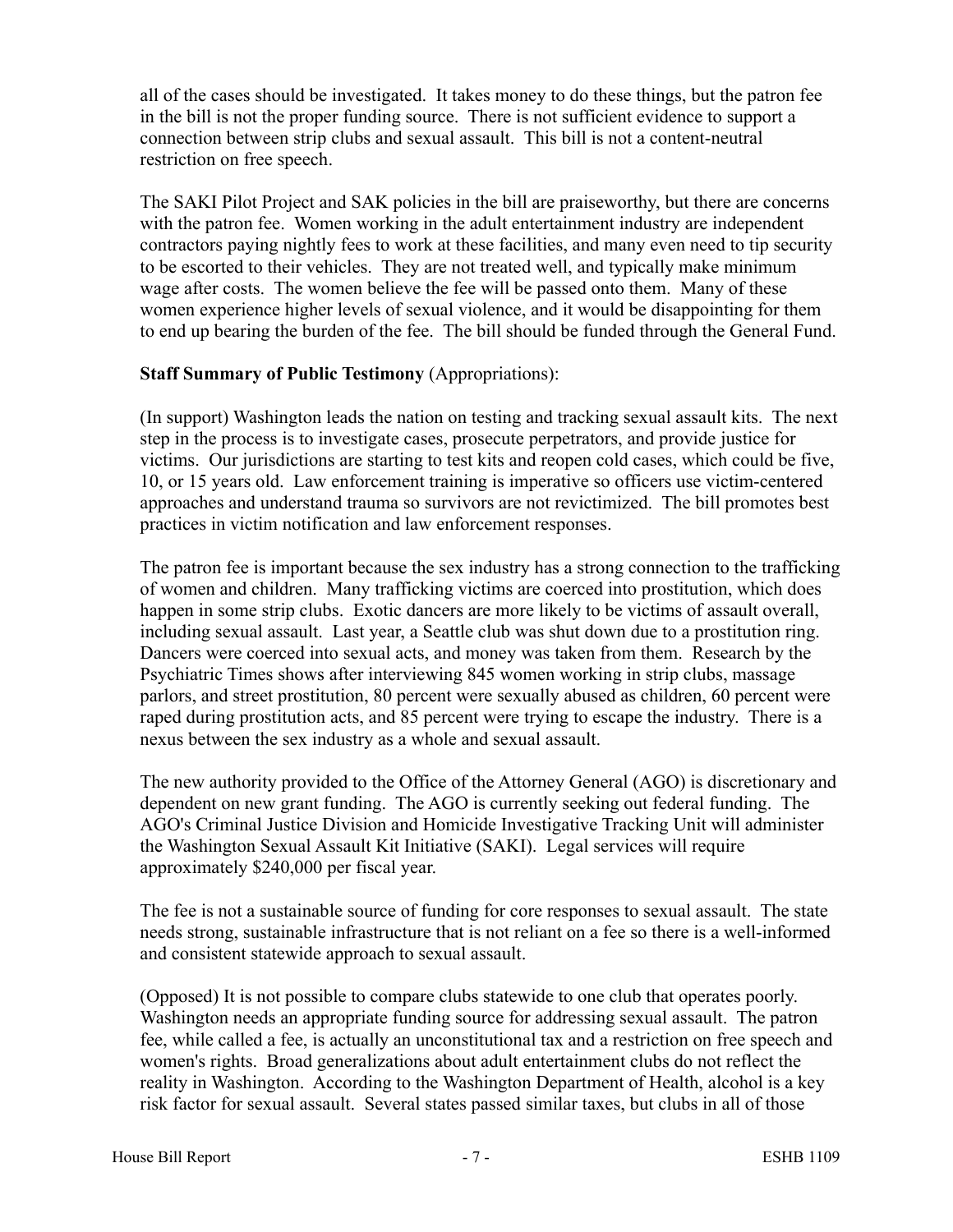all of the cases should be investigated. It takes money to do these things, but the patron fee in the bill is not the proper funding source. There is not sufficient evidence to support a connection between strip clubs and sexual assault. This bill is not a content-neutral restriction on free speech.

The SAKI Pilot Project and SAK policies in the bill are praiseworthy, but there are concerns with the patron fee. Women working in the adult entertainment industry are independent contractors paying nightly fees to work at these facilities, and many even need to tip security to be escorted to their vehicles. They are not treated well, and typically make minimum wage after costs. The women believe the fee will be passed onto them. Many of these women experience higher levels of sexual violence, and it would be disappointing for them to end up bearing the burden of the fee. The bill should be funded through the General Fund.

**Staff Summary of Public Testimony** (Appropriations):

(In support) Washington leads the nation on testing and tracking sexual assault kits. The next step in the process is to investigate cases, prosecute perpetrators, and provide justice for victims. Our jurisdictions are starting to test kits and reopen cold cases, which could be five, 10, or 15 years old. Law enforcement training is imperative so officers use victim-centered approaches and understand trauma so survivors are not revictimized. The bill promotes best practices in victim notification and law enforcement responses.

The patron fee is important because the sex industry has a strong connection to the trafficking of women and children. Many trafficking victims are coerced into prostitution, which does happen in some strip clubs. Exotic dancers are more likely to be victims of assault overall, including sexual assault. Last year, a Seattle club was shut down due to a prostitution ring. Dancers were coerced into sexual acts, and money was taken from them. Research by the Psychiatric Times shows after interviewing 845 women working in strip clubs, massage parlors, and street prostitution, 80 percent were sexually abused as children, 60 percent were raped during prostitution acts, and 85 percent were trying to escape the industry. There is a nexus between the sex industry as a whole and sexual assault.

The new authority provided to the Office of the Attorney General (AGO) is discretionary and dependent on new grant funding. The AGO is currently seeking out federal funding. The AGO's Criminal Justice Division and Homicide Investigative Tracking Unit will administer the Washington Sexual Assault Kit Initiative (SAKI). Legal services will require approximately $240,000 per fiscal year.

The fee is not a sustainable source of funding for core responses to sexual assault. The state needs strong, sustainable infrastructure that is not reliant on a fee so there is a well-informed and consistent statewide approach to sexual assault.

(Opposed) It is not possible to compare clubs statewide to one club that operates poorly. Washington needs an appropriate funding source for addressing sexual assault. The patron fee, while called a fee, is actually an unconstitutional tax and a restriction on free speech and women's rights. Broad generalizations about adult entertainment clubs do not reflect the reality in Washington. According to the Washington Department of Health, alcohol is a key risk factor for sexual assault. Several states passed similar taxes, but clubs in all of those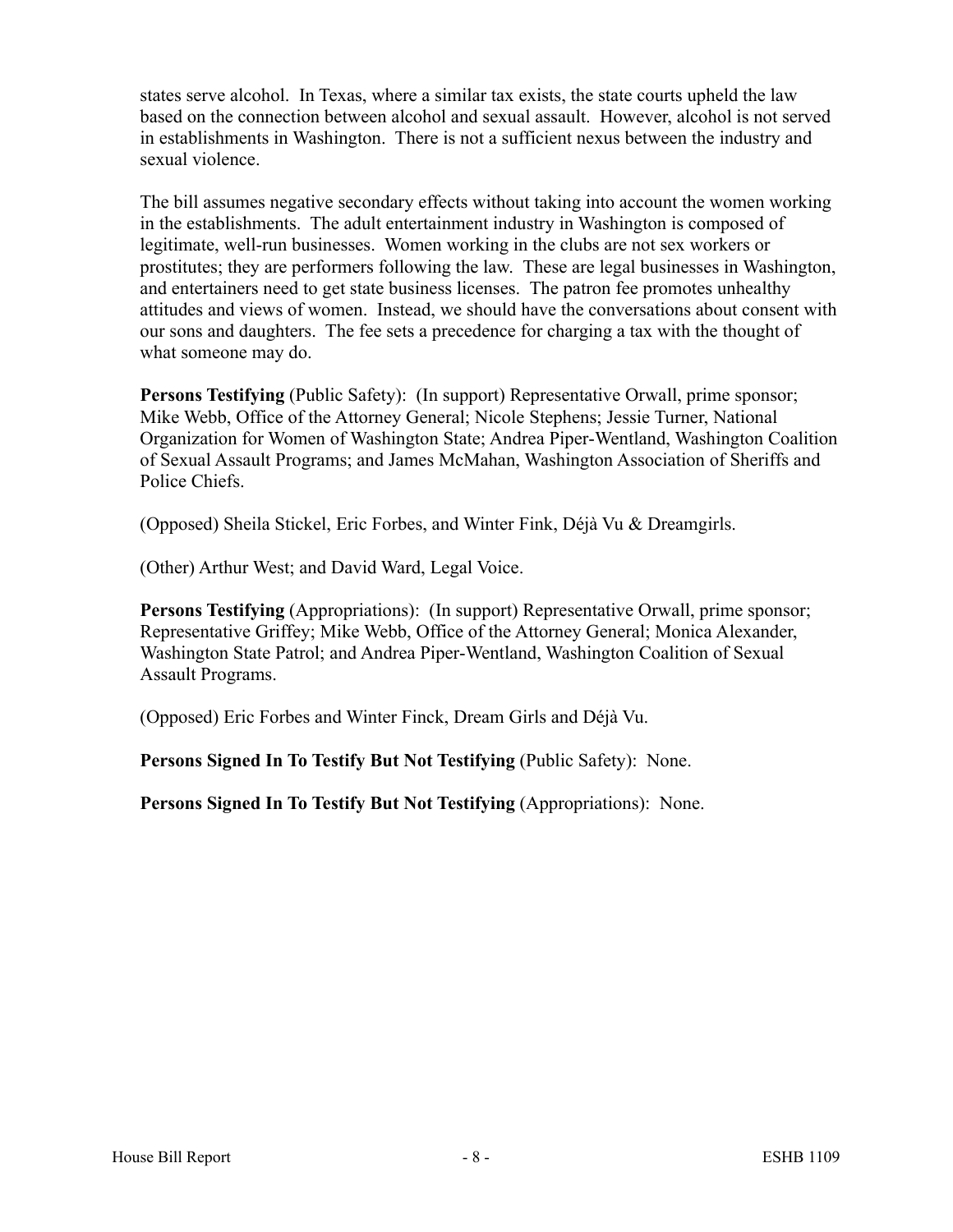states serve alcohol. In Texas, where a similar tax exists, the state courts upheld the law based on the connection between alcohol and sexual assault. However, alcohol is not served in establishments in Washington. There is not a sufficient nexus between the industry and sexual violence.

The bill assumes negative secondary effects without taking into account the women working in the establishments. The adult entertainment industry in Washington is composed of legitimate, well-run businesses. Women working in the clubs are not sex workers or prostitutes; they are performers following the law. These are legal businesses in Washington, and entertainers need to get state business licenses. The patron fee promotes unhealthy attitudes and views of women. Instead, we should have the conversations about consent with our sons and daughters. The fee sets a precedence for charging a tax with the thought of what someone may do.

**Persons Testifying** (Public Safety): (In support) Representative Orwall, prime sponsor; Mike Webb, Office of the Attorney General; Nicole Stephens; Jessie Turner, National Organization for Women of Washington State; Andrea Piper-Wentland, Washington Coalition of Sexual Assault Programs; and James McMahan, Washington Association of Sheriffs and Police Chiefs.

(Opposed) Sheila Stickel, Eric Forbes, and Winter Fink, Déjà Vu & Dreamgirls.

(Other) Arthur West; and David Ward, Legal Voice.

**Persons Testifying** (Appropriations): (In support) Representative Orwall, prime sponsor; Representative Griffey; Mike Webb, Office of the Attorney General; Monica Alexander, Washington State Patrol; and Andrea Piper-Wentland, Washington Coalition of Sexual Assault Programs.

(Opposed) Eric Forbes and Winter Finck, Dream Girls and Déjà Vu.

**Persons Signed In To Testify But Not Testifying** (Public Safety): None.

**Persons Signed In To Testify But Not Testifying** (Appropriations): None.